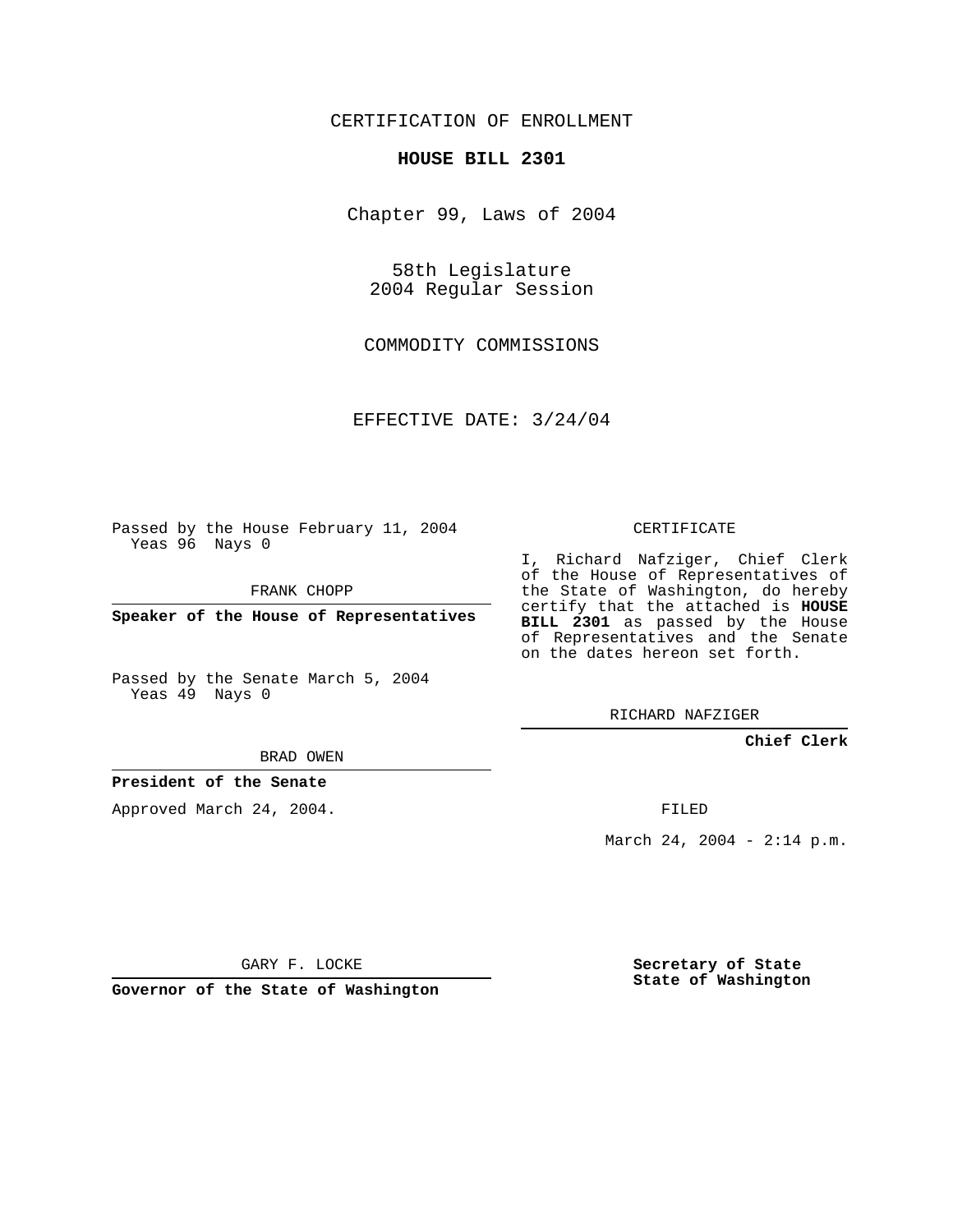CERTIFICATION OF ENROLLMENT

**HOUSE BILL 2301**

Chapter 99, Laws of 2004

58th Legislature
2004 Regular Session

COMMODITY COMMISSIONS

EFFECTIVE DATE: 3/24/04

Passed by the House February 11, 2004
Yeas 96 Nays 0

FRANK CHOPP

**Speaker of the House of Representatives**

Passed by the Senate March 5, 2004
Yeas 49 Nays 0

BRAD OWEN

**President of the Senate**

Approved March 24, 2004.

GARY F. LOCKE

**Governor of the State of Washington**

CERTIFICATE

I, Richard Nafziger, Chief Clerk of the House of Representatives of the State of Washington, do hereby certify that the attached is **HOUSE BILL 2301** as passed by the House of Representatives and the Senate on the dates hereon set forth.

RICHARD NAFZIGER

**Chief Clerk**

FILED

March 24, 2004 - 2:14 p.m.

**Secretary of State**
**State of Washington**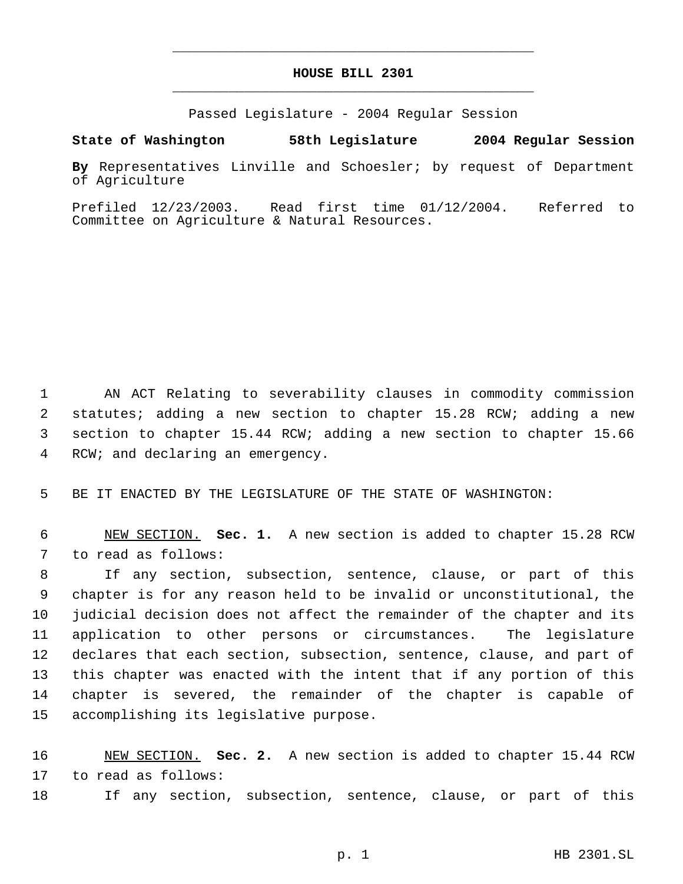# HOUSE BILL 2301

Passed Legislature - 2004 Regular Session

**State of Washington 58th Legislature 2004 Regular Session**

**By** Representatives Linville and Schoesler; by request of Department of Agriculture

Prefiled 12/23/2003. Read first time 01/12/2004. Referred to Committee on Agriculture & Natural Resources.

AN ACT Relating to severability clauses in commodity commission statutes; adding a new section to chapter 15.28 RCW; adding a new section to chapter 15.44 RCW; adding a new section to chapter 15.66 RCW; and declaring an emergency.

BE IT ENACTED BY THE LEGISLATURE OF THE STATE OF WASHINGTON:

NEW SECTION. **Sec. 1.** A new section is added to chapter 15.28 RCW to read as follows:

If any section, subsection, sentence, clause, or part of this chapter is for any reason held to be invalid or unconstitutional, the judicial decision does not affect the remainder of the chapter and its application to other persons or circumstances. The legislature declares that each section, subsection, sentence, clause, and part of this chapter was enacted with the intent that if any portion of this chapter is severed, the remainder of the chapter is capable of accomplishing its legislative purpose.

NEW SECTION. **Sec. 2.** A new section is added to chapter 15.44 RCW to read as follows:

If any section, subsection, sentence, clause, or part of this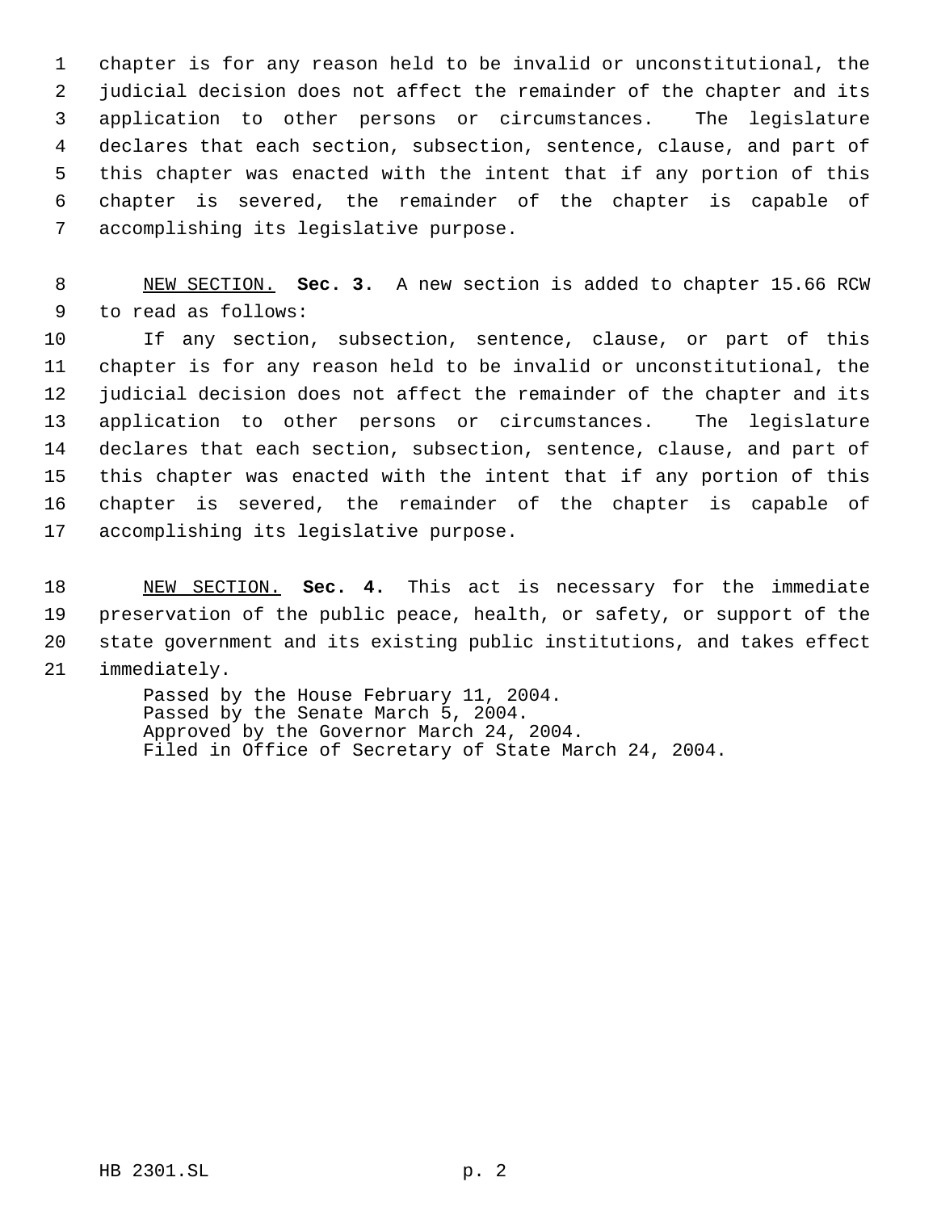chapter is for any reason held to be invalid or unconstitutional, the judicial decision does not affect the remainder of the chapter and its application to other persons or circumstances. The legislature declares that each section, subsection, sentence, clause, and part of this chapter was enacted with the intent that if any portion of this chapter is severed, the remainder of the chapter is capable of accomplishing its legislative purpose.

NEW SECTION. **Sec. 3.** A new section is added to chapter 15.66 RCW to read as follows:

If any section, subsection, sentence, clause, or part of this chapter is for any reason held to be invalid or unconstitutional, the judicial decision does not affect the remainder of the chapter and its application to other persons or circumstances. The legislature declares that each section, subsection, sentence, clause, and part of this chapter was enacted with the intent that if any portion of this chapter is severed, the remainder of the chapter is capable of accomplishing its legislative purpose.

NEW SECTION. **Sec. 4.** This act is necessary for the immediate preservation of the public peace, health, or safety, or support of the state government and its existing public institutions, and takes effect immediately.

Passed by the House February 11, 2004.
Passed by the Senate March 5, 2004.
Approved by the Governor March 24, 2004.
Filed in Office of Secretary of State March 24, 2004.